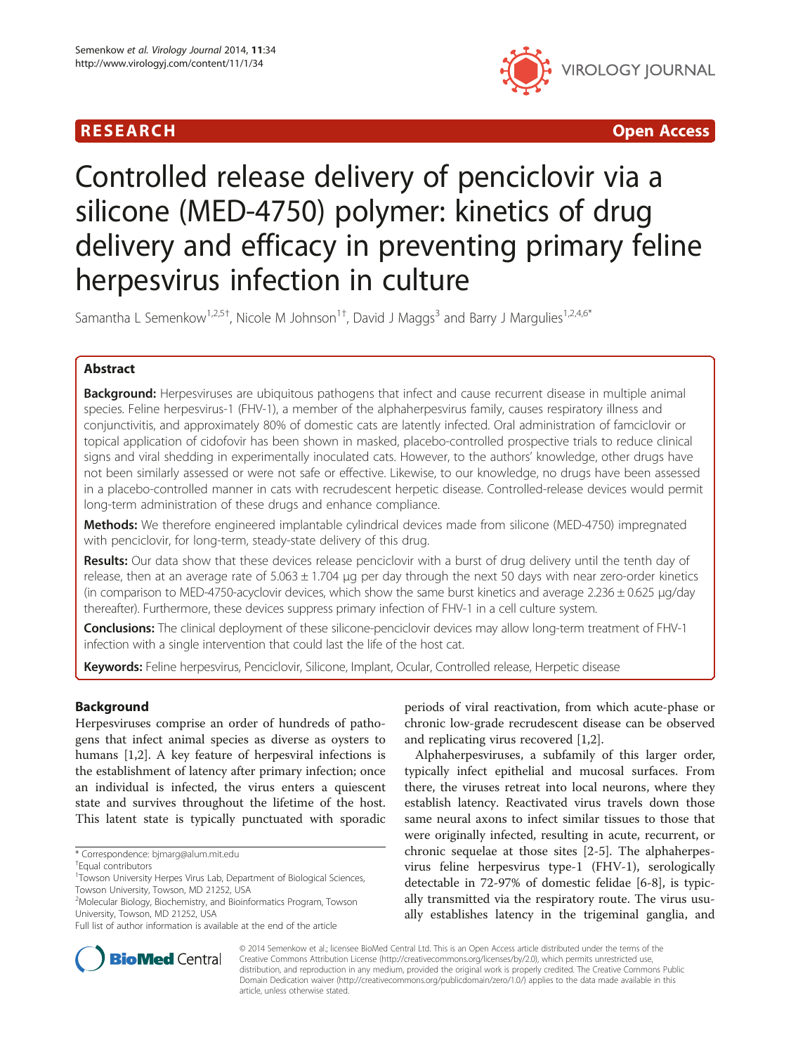RESEARCH Open Access

# Controlled release delivery of penciclovir via a silicone (MED-4750) polymer: kinetics of drug delivery and efficacy in preventing primary feline herpesvirus infection in culture

Samantha L Semenkow[1,2,5†], Nicole M Johnson[1†], David J Maggs[3] and Barry J Margulies[1,2,4,6*]

## Abstract

**Background:** Herpesviruses are ubiquitous pathogens that infect and cause recurrent disease in multiple animal species. Feline herpesvirus-1 (FHV-1), a member of the alphaherpesvirus family, causes respiratory illness and conjunctivitis, and approximately 80% of domestic cats are latently infected. Oral administration of famciclovir or topical application of cidofovir has been shown in masked, placebo-controlled prospective trials to reduce clinical signs and viral shedding in experimentally inoculated cats. However, to the authors' knowledge, other drugs have not been similarly assessed or were not safe or effective. Likewise, to our knowledge, no drugs have been assessed in a placebo-controlled manner in cats with recrudescent herpetic disease. Controlled-release devices would permit long-term administration of these drugs and enhance compliance.

**Methods:** We therefore engineered implantable cylindrical devices made from silicone (MED-4750) impregnated with penciclovir, for long-term, steady-state delivery of this drug.

**Results:** Our data show that these devices release penciclovir with a burst of drug delivery until the tenth day of release, then at an average rate of 5.063 ± 1.704 μg per day through the next 50 days with near zero-order kinetics (in comparison to MED-4750-acyclovir devices, which show the same burst kinetics and average 2.236 ± 0.625 μg/day thereafter). Furthermore, these devices suppress primary infection of FHV-1 in a cell culture system.

**Conclusions:** The clinical deployment of these silicone-penciclovir devices may allow long-term treatment of FHV-1 infection with a single intervention that could last the life of the host cat.

**Keywords:** Feline herpesvirus, Penciclovir, Silicone, Implant, Ocular, Controlled release, Herpetic disease

## Background

Herpesviruses comprise an order of hundreds of pathogens that infect animal species as diverse as oysters to humans [1,2]. A key feature of herpesviral infections is the establishment of latency after primary infection; once an individual is infected, the virus enters a quiescent state and survives throughout the lifetime of the host. This latent state is typically punctuated with sporadic periods of viral reactivation, from which acute-phase or chronic low-grade recrudescent disease can be observed and replicating virus recovered [1,2].

Alphaherpesviruses, a subfamily of this larger order, typically infect epithelial and mucosal surfaces. From there, the viruses retreat into local neurons, where they establish latency. Reactivated virus travels down those same neural axons to infect similar tissues to those that were originally infected, resulting in acute, recurrent, or chronic sequelae at those sites [2-5]. The alphaherpesvirus feline herpesvirus type-1 (FHV-1), serologically detectable in 72-97% of domestic felidae [6-8], is typically transmitted via the respiratory route. The virus usually establishes latency in the trigeminal ganglia, and

\* Correspondence: bjmarg@alum.mit.edu

†Equal contributors

[1]Towson University Herpes Virus Lab, Department of Biological Sciences, Towson University, Towson, MD 21252, USA

[2]Molecular Biology, Biochemistry, and Bioinformatics Program, Towson University, Towson, MD 21252, USA

Full list of author information is available at the end of the article

© 2014 Semenkow et al.; licensee BioMed Central Ltd. This is an Open Access article distributed under the terms of the Creative Commons Attribution License (http://creativecommons.org/licenses/by/2.0), which permits unrestricted use, distribution, and reproduction in any medium, provided the original work is properly credited. The Creative Commons Public Domain Dedication waiver (http://creativecommons.org/publicdomain/zero/1.0/) applies to the data made available in this article, unless otherwise stated.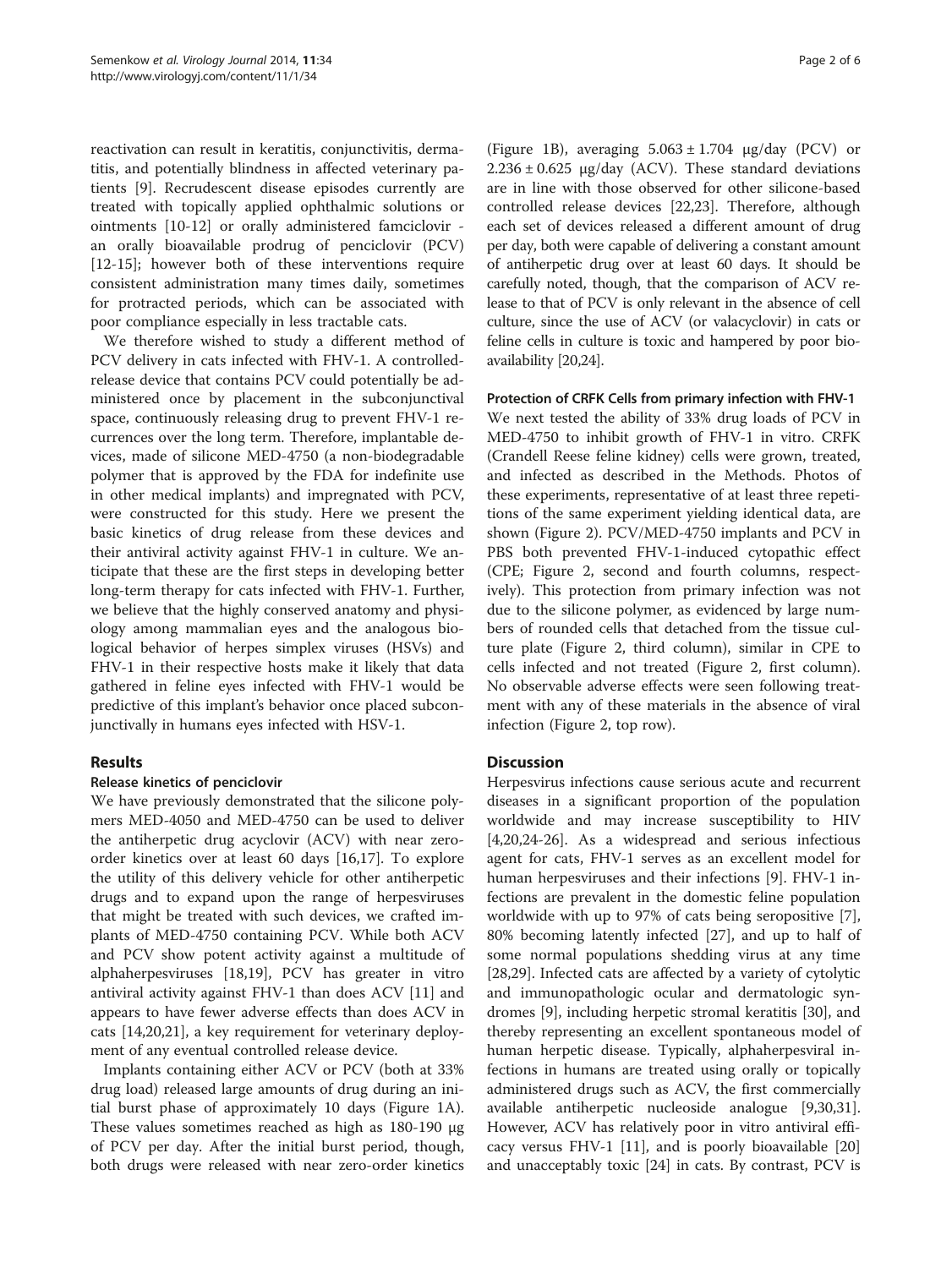reactivation can result in keratitis, conjunctivitis, dermatitis, and potentially blindness in affected veterinary patients [9]. Recrudescent disease episodes currently are treated with topically applied ophthalmic solutions or ointments [10-12] or orally administered famciclovir - an orally bioavailable prodrug of penciclovir (PCV) [12-15]; however both of these interventions require consistent administration many times daily, sometimes for protracted periods, which can be associated with poor compliance especially in less tractable cats.

We therefore wished to study a different method of PCV delivery in cats infected with FHV-1. A controlled-release device that contains PCV could potentially be administered once by placement in the subconjunctival space, continuously releasing drug to prevent FHV-1 recurrences over the long term. Therefore, implantable devices, made of silicone MED-4750 (a non-biodegradable polymer that is approved by the FDA for indefinite use in other medical implants) and impregnated with PCV, were constructed for this study. Here we present the basic kinetics of drug release from these devices and their antiviral activity against FHV-1 in culture. We anticipate that these are the first steps in developing better long-term therapy for cats infected with FHV-1. Further, we believe that the highly conserved anatomy and physiology among mammalian eyes and the analogous biological behavior of herpes simplex viruses (HSVs) and FHV-1 in their respective hosts make it likely that data gathered in feline eyes infected with FHV-1 would be predictive of this implant's behavior once placed subconjunctivally in humans eyes infected with HSV-1.

## Results

### Release kinetics of penciclovir

We have previously demonstrated that the silicone polymers MED-4050 and MED-4750 can be used to deliver the antiherpetic drug acyclovir (ACV) with near zero-order kinetics over at least 60 days [16,17]. To explore the utility of this delivery vehicle for other antiherpetic drugs and to expand upon the range of herpesviruses that might be treated with such devices, we crafted implants of MED-4750 containing PCV. While both ACV and PCV show potent activity against a multitude of alphaherpesviruses [18,19], PCV has greater in vitro antiviral activity against FHV-1 than does ACV [11] and appears to have fewer adverse effects than does ACV in cats [14,20,21], a key requirement for veterinary deployment of any eventual controlled release device.

Implants containing either ACV or PCV (both at 33% drug load) released large amounts of drug during an initial burst phase of approximately 10 days (Figure 1A). These values sometimes reached as high as 180-190 μg of PCV per day. After the initial burst period, though, both drugs were released with near zero-order kinetics (Figure 1B), averaging $5.063 \pm 1.704$ μg/day (PCV) or $2.236 \pm 0.625$ μg/day (ACV). These standard deviations are in line with those observed for other silicone-based controlled release devices [22,23]. Therefore, although each set of devices released a different amount of drug per day, both were capable of delivering a constant amount of antiherpetic drug over at least 60 days. It should be carefully noted, though, that the comparison of ACV release to that of PCV is only relevant in the absence of cell culture, since the use of ACV (or valacyclovir) in cats or feline cells in culture is toxic and hampered by poor bioavailability [20,24].

### Protection of CRFK Cells from primary infection with FHV-1

We next tested the ability of 33% drug loads of PCV in MED-4750 to inhibit growth of FHV-1 in vitro. CRFK (Crandell Reese feline kidney) cells were grown, treated, and infected as described in the Methods. Photos of these experiments, representative of at least three repetitions of the same experiment yielding identical data, are shown (Figure 2). PCV/MED-4750 implants and PCV in PBS both prevented FHV-1-induced cytopathic effect (CPE; Figure 2, second and fourth columns, respectively). This protection from primary infection was not due to the silicone polymer, as evidenced by large numbers of rounded cells that detached from the tissue culture plate (Figure 2, third column), similar in CPE to cells infected and not treated (Figure 2, first column). No observable adverse effects were seen following treatment with any of these materials in the absence of viral infection (Figure 2, top row).

## Discussion

Herpesvirus infections cause serious acute and recurrent diseases in a significant proportion of the population worldwide and may increase susceptibility to HIV [4,20,24-26]. As a widespread and serious infectious agent for cats, FHV-1 serves as an excellent model for human herpesviruses and their infections [9]. FHV-1 infections are prevalent in the domestic feline population worldwide with up to 97% of cats being seropositive [7], 80% becoming latently infected [27], and up to half of some normal populations shedding virus at any time [28,29]. Infected cats are affected by a variety of cytolytic and immunopathologic ocular and dermatologic syndromes [9], including herpetic stromal keratitis [30], and thereby representing an excellent spontaneous model of human herpetic disease. Typically, alphaherpesviral infections in humans are treated using orally or topically administered drugs such as ACV, the first commercially available antiherpetic nucleoside analogue [9,30,31]. However, ACV has relatively poor in vitro antiviral efficacy versus FHV-1 [11], and is poorly bioavailable [20] and unacceptably toxic [24] in cats. By contrast, PCV is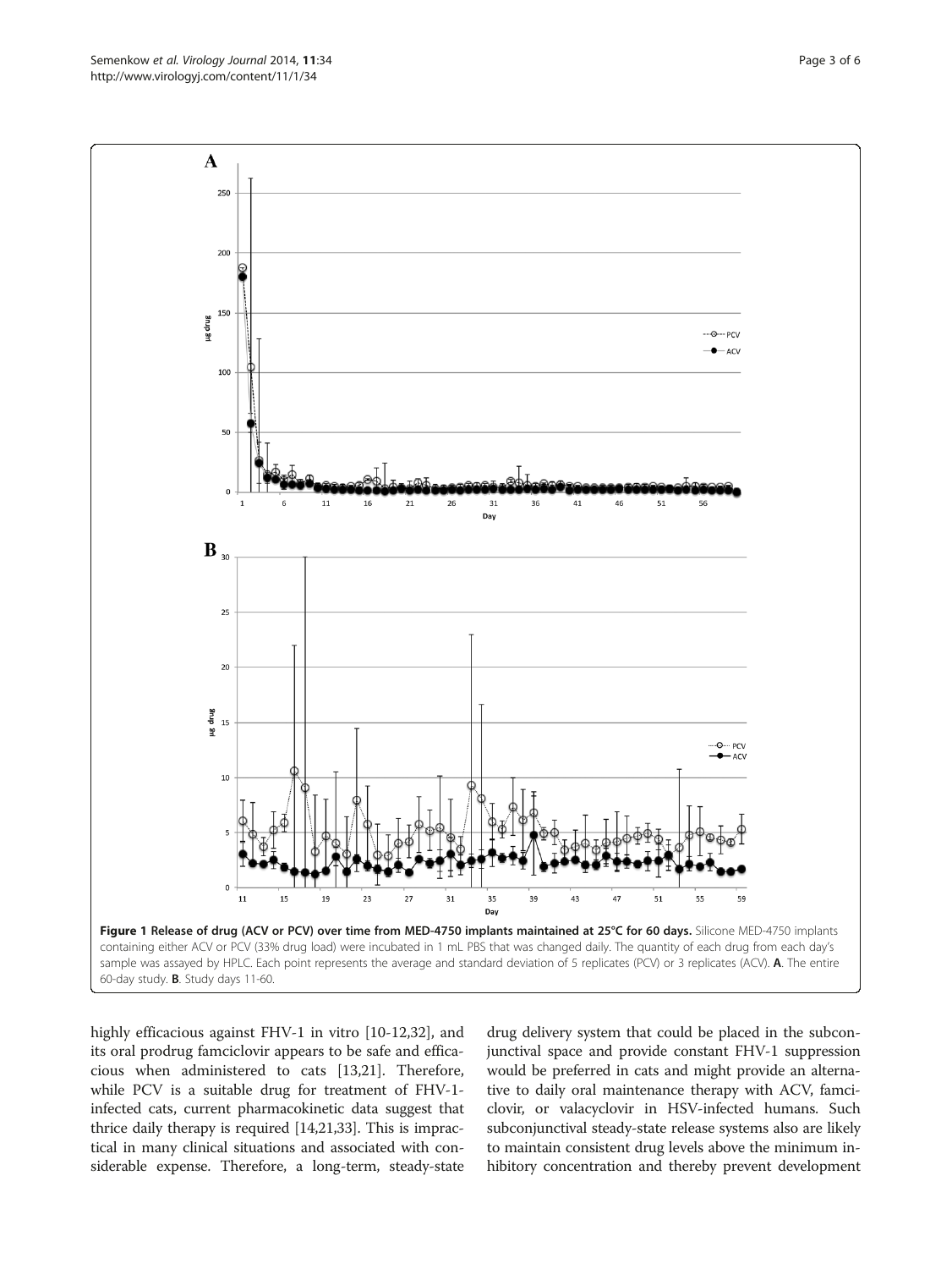**Figure 1 Release of drug (ACV or PCV) over time from MED-4750 implants maintained at 25°C for 60 days.** Silicone MED-4750 implants containing either ACV or PCV (33% drug load) were incubated in 1 mL PBS that was changed daily. The quantity of each drug from each day's sample was assayed by HPLC. Each point represents the average and standard deviation of 5 replicates (PCV) or 3 replicates (ACV). **A**. The entire 60-day study. **B**. Study days 11-60.

highly efficacious against FHV-1 in vitro [10-12,32], and its oral prodrug famciclovir appears to be safe and efficacious when administered to cats [13,21]. Therefore, while PCV is a suitable drug for treatment of FHV-1-infected cats, current pharmacokinetic data suggest that thrice daily therapy is required [14,21,33]. This is impractical in many clinical situations and associated with considerable expense. Therefore, a long-term, steady-state drug delivery system that could be placed in the subconjunctival space and provide constant FHV-1 suppression would be preferred in cats and might provide an alternative to daily oral maintenance therapy with ACV, famciclovir, or valacyclovir in HSV-infected humans. Such subconjunctival steady-state release systems also are likely to maintain consistent drug levels above the minimum inhibitory concentration and thereby prevent development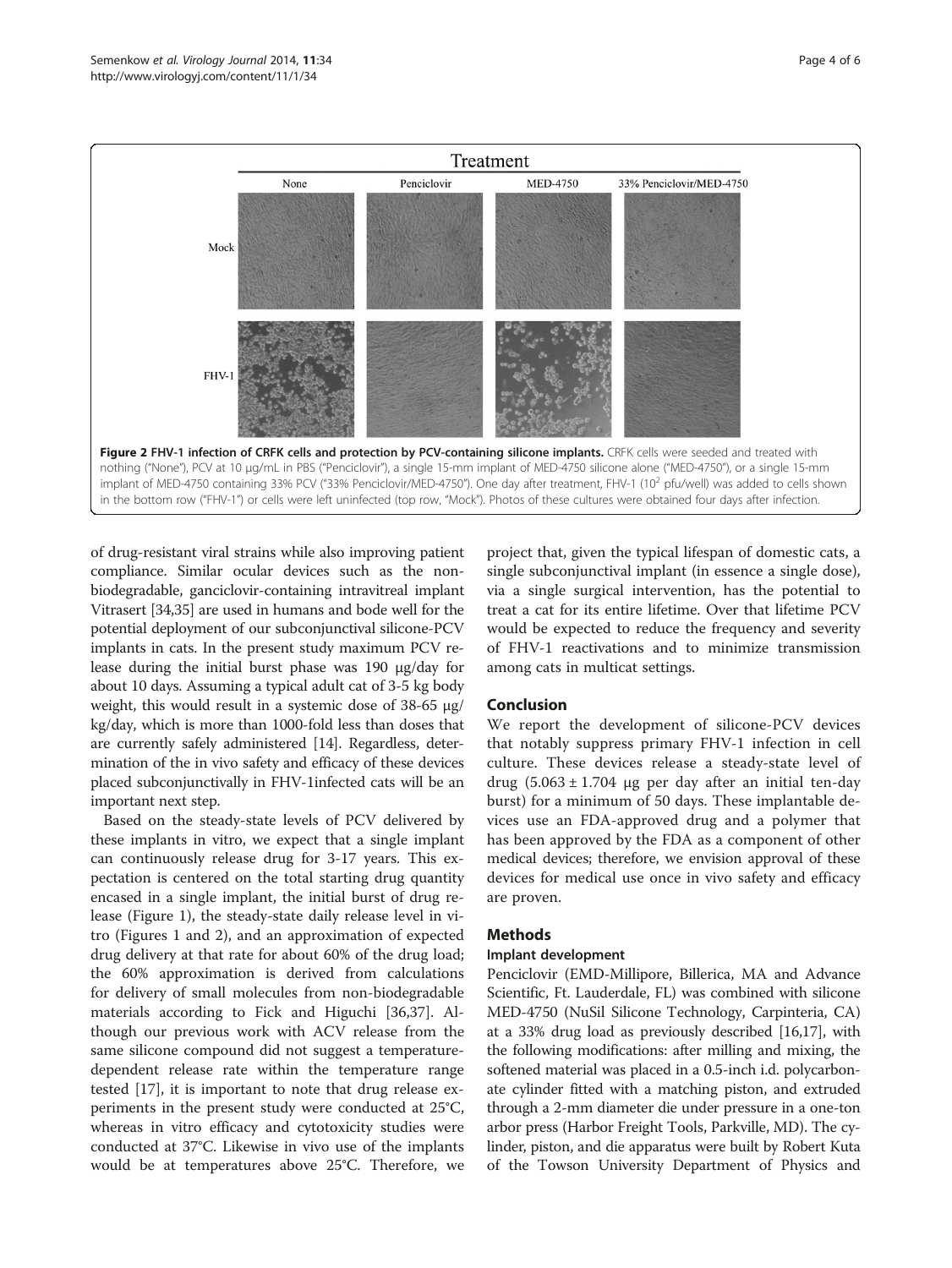**Figure 2 FHV-1 infection of CRFK cells and protection by PCV-containing silicone implants.** CRFK cells were seeded and treated with nothing ("None"), PCV at 10 μg/mL in PBS ("Penciclovir"), a single 15-mm implant of MED-4750 silicone alone ("MED-4750"), or a single 15-mm implant of MED-4750 containing 33% PCV ("33% Penciclovir/MED-4750"). One day after treatment, FHV-1 ($10^2$ pfu/well) was added to cells shown in the bottom row ("FHV-1") or cells were left uninfected (top row, "Mock"). Photos of these cultures were obtained four days after infection.

of drug-resistant viral strains while also improving patient compliance. Similar ocular devices such as the non-biodegradable, ganciclovir-containing intravitreal implant Vitrasert [34,35] are used in humans and bode well for the potential deployment of our subconjunctival silicone-PCV implants in cats. In the present study maximum PCV release during the initial burst phase was 190 μg/day for about 10 days. Assuming a typical adult cat of 3-5 kg body weight, this would result in a systemic dose of 38-65 μg/kg/day, which is more than 1000-fold less than doses that are currently safely administered [14]. Regardless, determination of the in vivo safety and efficacy of these devices placed subconjunctivally in FHV-1infected cats will be an important next step.

Based on the steady-state levels of PCV delivered by these implants in vitro, we expect that a single implant can continuously release drug for 3-17 years. This expectation is centered on the total starting drug quantity encased in a single implant, the initial burst of drug release (Figure 1), the steady-state daily release level in vitro (Figures 1 and 2), and an approximation of expected drug delivery at that rate for about 60% of the drug load; the 60% approximation is derived from calculations for delivery of small molecules from non-biodegradable materials according to Fick and Higuchi [36,37]. Although our previous work with ACV release from the same silicone compound did not suggest a temperature-dependent release rate within the temperature range tested [17], it is important to note that drug release experiments in the present study were conducted at 25°C, whereas in vitro efficacy and cytotoxicity studies were conducted at 37°C. Likewise in vivo use of the implants would be at temperatures above 25°C. Therefore, we project that, given the typical lifespan of domestic cats, a single subconjunctival implant (in essence a single dose), via a single surgical intervention, has the potential to treat a cat for its entire lifetime. Over that lifetime PCV would be expected to reduce the frequency and severity of FHV-1 reactivations and to minimize transmission among cats in multicat settings.

## Conclusion

We report the development of silicone-PCV devices that notably suppress primary FHV-1 infection in cell culture. These devices release a steady-state level of drug ($5.063 \pm 1.704$ μg per day after an initial ten-day burst) for a minimum of 50 days. These implantable devices use an FDA-approved drug and a polymer that has been approved by the FDA as a component of other medical devices; therefore, we envision approval of these devices for medical use once in vivo safety and efficacy are proven.

## Methods

### Implant development

Penciclovir (EMD-Millipore, Billerica, MA and Advance Scientific, Ft. Lauderdale, FL) was combined with silicone MED-4750 (NuSil Silicone Technology, Carpinteria, CA) at a 33% drug load as previously described [16,17], with the following modifications: after milling and mixing, the softened material was placed in a 0.5-inch i.d. polycarbonate cylinder fitted with a matching piston, and extruded through a 2-mm diameter die under pressure in a one-ton arbor press (Harbor Freight Tools, Parkville, MD). The cylinder, piston, and die apparatus were built by Robert Kuta of the Towson University Department of Physics and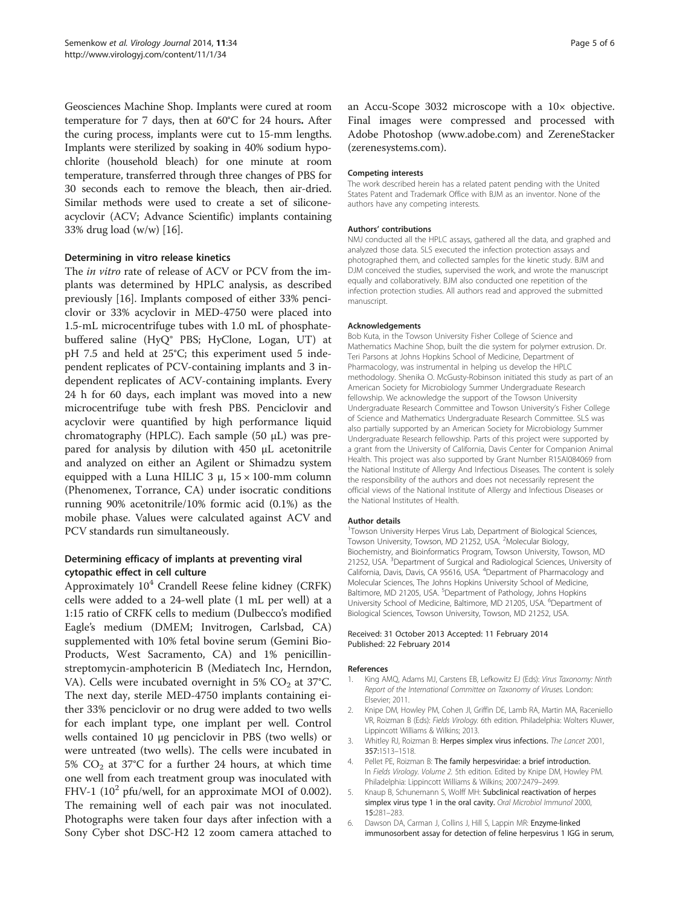Geosciences Machine Shop. Implants were cured at room temperature for 7 days, then at 60°C for 24 hours**.** After the curing process, implants were cut to 15-mm lengths. Implants were sterilized by soaking in 40% sodium hypochlorite (household bleach) for one minute at room temperature, transferred through three changes of PBS for 30 seconds each to remove the bleach, then air-dried. Similar methods were used to create a set of silicone-acyclovir (ACV; Advance Scientific) implants containing 33% drug load (w/w) [16].

### Determining in vitro release kinetics

The *in vitro* rate of release of ACV or PCV from the implants was determined by HPLC analysis, as described previously [16]. Implants composed of either 33% penciclovir or 33% acyclovir in MED-4750 were placed into 1.5-mL microcentrifuge tubes with 1.0 mL of phosphate-buffered saline (HyQ® PBS; HyClone, Logan, UT) at pH 7.5 and held at 25°C; this experiment used 5 independent replicates of PCV-containing implants and 3 independent replicates of ACV-containing implants. Every 24 h for 60 days, each implant was moved into a new microcentrifuge tube with fresh PBS. Penciclovir and acyclovir were quantified by high performance liquid chromatography (HPLC). Each sample (50 μL) was prepared for analysis by dilution with 450 μL acetonitrile and analyzed on either an Agilent or Shimadzu system equipped with a Luna HILIC 3 μ, 15 × 100-mm column (Phenomenex, Torrance, CA) under isocratic conditions running 90% acetonitrile/10% formic acid (0.1%) as the mobile phase. Values were calculated against ACV and PCV standards run simultaneously.

### Determining efficacy of implants at preventing viral cytopathic effect in cell culture

Approximately $10^4$ Crandell Reese feline kidney (CRFK) cells were added to a 24-well plate (1 mL per well) at a 1:15 ratio of CRFK cells to medium (Dulbecco's modified Eagle's medium (DMEM; Invitrogen, Carlsbad, CA) supplemented with 10% fetal bovine serum (Gemini Bio-Products, West Sacramento, CA) and 1% penicillin-streptomycin-amphotericin B (Mediatech Inc, Herndon, VA). Cells were incubated overnight in 5% $CO_2$ at 37°C. The next day, sterile MED-4750 implants containing either 33% penciclovir or no drug were added to two wells for each implant type, one implant per well. Control wells contained 10 μg penciclovir in PBS (two wells) or were untreated (two wells). The cells were incubated in 5% $CO_2$ at 37°C for a further 24 hours, at which time one well from each treatment group was inoculated with FHV-1 ($10^2$ pfu/well, for an approximate MOI of 0.002). The remaining well of each pair was not inoculated. Photographs were taken four days after infection with a Sony Cyber shot DSC-H2 12 zoom camera attached to an Accu-Scope 3032 microscope with a 10× objective. Final images were compressed and processed with Adobe Photoshop (www.adobe.com) and ZereneStacker (zerenesystems.com).

#### Competing interests

The work described herein has a related patent pending with the United States Patent and Trademark Office with BJM as an inventor. None of the authors have any competing interests.

#### Authors' contributions

NMJ conducted all the HPLC assays, gathered all the data, and graphed and analyzed those data. SLS executed the infection protection assays and photographed them, and collected samples for the kinetic study. BJM and DJM conceived the studies, supervised the work, and wrote the manuscript equally and collaboratively. BJM also conducted one repetition of the infection protection studies. All authors read and approved the submitted manuscript.

#### Acknowledgements

Bob Kuta, in the Towson University Fisher College of Science and Mathematics Machine Shop, built the die system for polymer extrusion. Dr. Teri Parsons at Johns Hopkins School of Medicine, Department of Pharmacology, was instrumental in helping us develop the HPLC methodology. Shenika O. McGusty-Robinson initiated this study as part of an American Society for Microbiology Summer Undergraduate Research fellowship. We acknowledge the support of the Towson University Undergraduate Research Committee and Towson University's Fisher College of Science and Mathematics Undergraduate Research Committee. SLS was also partially supported by an American Society for Microbiology Summer Undergraduate Research fellowship. Parts of this project were supported by a grant from the University of California, Davis Center for Companion Animal Health. This project was also supported by Grant Number R15AI084069 from the National Institute of Allergy And Infectious Diseases. The content is solely the responsibility of the authors and does not necessarily represent the official views of the National Institute of Allergy and Infectious Diseases or the National Institutes of Health.

#### Author details

[1]Towson University Herpes Virus Lab, Department of Biological Sciences, Towson University, Towson, MD 21252, USA. [2]Molecular Biology, Biochemistry, and Bioinformatics Program, Towson University, Towson, MD 21252, USA. [3]Department of Surgical and Radiological Sciences, University of California, Davis, Davis, CA 95616, USA. [4]Department of Pharmacology and Molecular Sciences, The Johns Hopkins University School of Medicine, Baltimore, MD 21205, USA. [5]Department of Pathology, Johns Hopkins University School of Medicine, Baltimore, MD 21205, USA. [6]Department of Biological Sciences, Towson University, Towson, MD 21252, USA.

Received: 31 October 2013 Accepted: 11 February 2014
Published: 22 February 2014

#### References

1. King AMQ, Adams MJ, Carstens EB, Lefkowitz EJ (Eds): *Virus Taxonomy: Ninth Report of the International Committee on Taxonomy of Viruses.* London: Elsevier; 2011.
2. Knipe DM, Howley PM, Cohen JI, Griffin DE, Lamb RA, Martin MA, Raceniello VR, Roizman B (Eds): *Fields Virology.* 6th edition. Philadelphia: Wolters Kluwer, Lippincott Williams & Wilkins; 2013.
3. Whitley RJ, Roizman B: **Herpes simplex virus infections.** *The Lancet* 2001, **357:**1513–1518.
4. Pellet PE, Roizman B: **The family herpesviridae: a brief introduction.** In *Fields Virology. Volume 2.* 5th edition. Edited by Knipe DM, Howley PM. Philadelphia: Lippincott Williams & Wilkins; 2007:2479–2499.
5. Knaup B, Schunemann S, Wolff MH: **Subclinical reactivation of herpes simplex virus type 1 in the oral cavity.** *Oral Microbiol Immunol* 2000, **15:**281–283.
6. Dawson DA, Carman J, Collins J, Hill S, Lappin MR: **Enzyme-linked immunosorbent assay for detection of feline herpesvirus 1 IGG in serum,**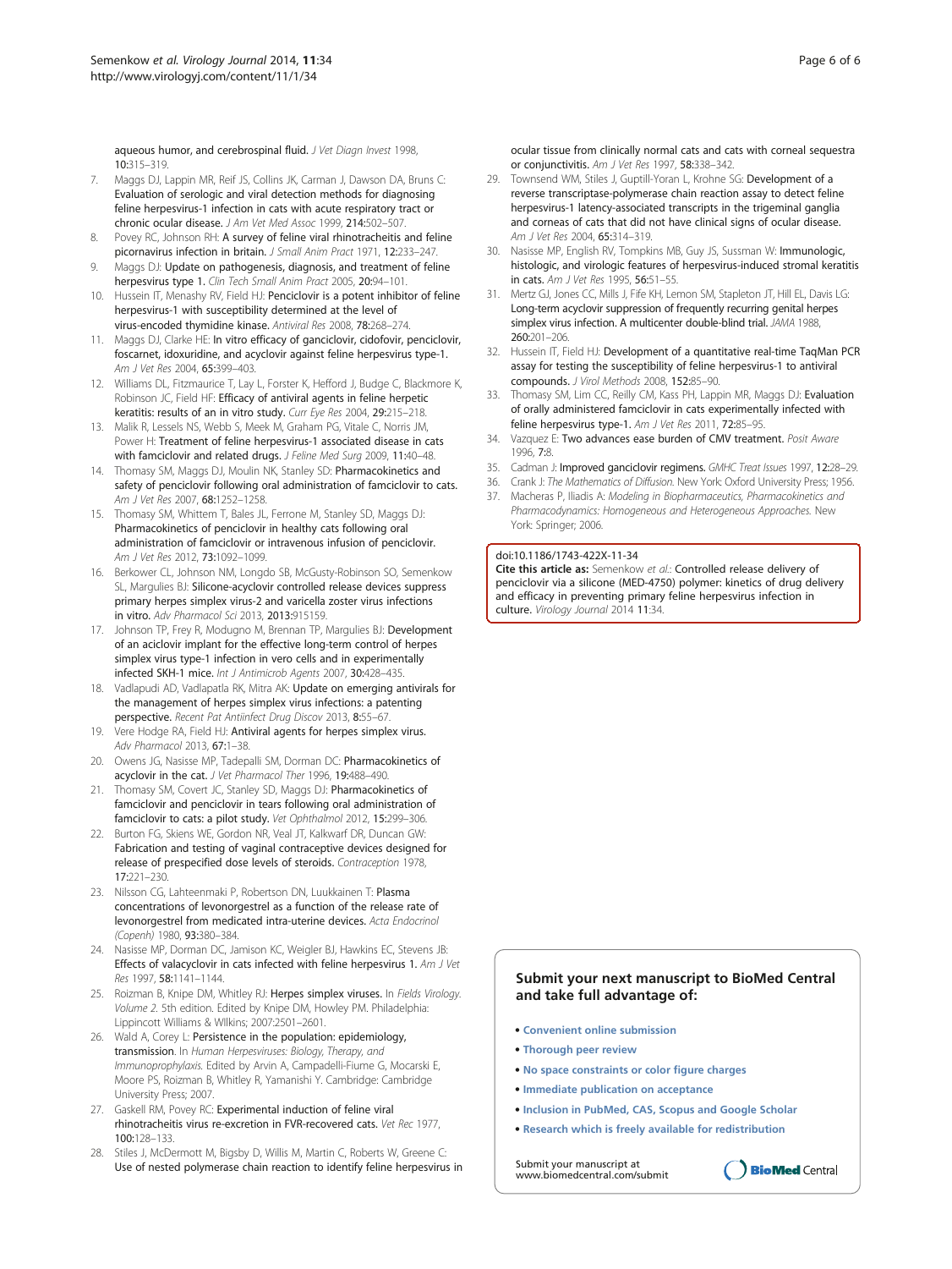aqueous humor, and cerebrospinal fluid. *J Vet Diagn Invest* 1998, **10:**315–319.

7. Maggs DJ, Lappin MR, Reif JS, Collins JK, Carman J, Dawson DA, Bruns C: **Evaluation of serologic and viral detection methods for diagnosing feline herpesvirus-1 infection in cats with acute respiratory tract or chronic ocular disease.** *J Am Vet Med Assoc* 1999, **214:**502–507.
8. Povey RC, Johnson RH: **A survey of feline viral rhinotracheitis and feline picornavirus infection in britain.** *J Small Anim Pract* 1971, **12:**233–247.
9. Maggs DJ: **Update on pathogenesis, diagnosis, and treatment of feline herpesvirus type 1.** *Clin Tech Small Anim Pract* 2005, **20:**94–101.
10. Hussein IT, Menashy RV, Field HJ: **Penciclovir is a potent inhibitor of feline herpesvirus-1 with susceptibility determined at the level of virus-encoded thymidine kinase.** *Antiviral Res* 2008, **78:**268–274.
11. Maggs DJ, Clarke HE: **In vitro efficacy of ganciclovir, cidofovir, penciclovir, foscarnet, idoxuridine, and acyclovir against feline herpesvirus type-1.** *Am J Vet Res* 2004, **65:**399–403.
12. Williams DL, Fitzmaurice T, Lay L, Forster K, Hefford J, Budge C, Blackmore K, Robinson JC, Field HF: **Efficacy of antiviral agents in feline herpetic keratitis: results of an in vitro study.** *Curr Eye Res* 2004, **29:**215–218.
13. Malik R, Lessels NS, Webb S, Meek M, Graham PG, Vitale C, Norris JM, Power H: **Treatment of feline herpesvirus-1 associated disease in cats with famciclovir and related drugs.** *J Feline Med Surg* 2009, **11:**40–48.
14. Thomasy SM, Maggs DJ, Moulin NK, Stanley SD: **Pharmacokinetics and safety of penciclovir following oral administration of famciclovir to cats.** *Am J Vet Res* 2007, **68:**1252–1258.
15. Thomasy SM, Whittem T, Bales JL, Ferrone M, Stanley SD, Maggs DJ: **Pharmacokinetics of penciclovir in healthy cats following oral administration of famciclovir or intravenous infusion of penciclovir.** *Am J Vet Res* 2012, **73:**1092–1099.
16. Berkower CL, Johnson NM, Longdo SB, McGusty-Robinson SO, Semenkow SL, Margulies BJ: **Silicone-acyclovir controlled release devices suppress primary herpes simplex virus-2 and varicella zoster virus infections in vitro.** *Adv Pharmacol Sci* 2013, **2013:**915159.
17. Johnson TP, Frey R, Modugno M, Brennan TP, Margulies BJ: **Development of an aciclovir implant for the effective long-term control of herpes simplex virus type-1 infection in vero cells and in experimentally infected SKH-1 mice.** *Int J Antimicrob Agents* 2007, **30:**428–435.
18. Vadlapudi AD, Vadlapatla RK, Mitra AK: **Update on emerging antivirals for the management of herpes simplex virus infections: a patenting perspective.** *Recent Pat Antiinfect Drug Discov* 2013, **8:**55–67.
19. Vere Hodge RA, Field HJ: **Antiviral agents for herpes simplex virus.** *Adv Pharmacol* 2013, **67:**1–38.
20. Owens JG, Nasisse MP, Tadepalli SM, Dorman DC: **Pharmacokinetics of acyclovir in the cat.** *J Vet Pharmacol Ther* 1996, **19:**488–490.
21. Thomasy SM, Covert JC, Stanley SD, Maggs DJ: **Pharmacokinetics of famciclovir and penciclovir in tears following oral administration of famciclovir to cats: a pilot study.** *Vet Ophthalmol* 2012, **15:**299–306.
22. Burton FG, Skiens WE, Gordon NR, Veal JT, Kalkwarf DR, Duncan GW: **Fabrication and testing of vaginal contraceptive devices designed for release of prespecified dose levels of steroids.** *Contraception* 1978, **17:**221–230.
23. Nilsson CG, Lahteenmaki P, Robertson DN, Luukkainen T: **Plasma concentrations of levonorgestrel as a function of the release rate of levonorgestrel from medicated intra-uterine devices.** *Acta Endocrinol (Copenh)* 1980, **93:**380–384.
24. Nasisse MP, Dorman DC, Jamison KC, Weigler BJ, Hawkins EC, Stevens JB: **Effects of valacyclovir in cats infected with feline herpesvirus 1.** *Am J Vet Res* 1997, **58:**1141–1144.
25. Roizman B, Knipe DM, Whitley RJ: **Herpes simplex viruses.** In *Fields Virology. Volume 2.* 5th edition. Edited by Knipe DM, Howley PM. Philadelphia: Lippincott Williams & Wilkins; 2007:2501–2601.
26. Wald A, Corey L: **Persistence in the population: epidemiology, transmission.** In *Human Herpesviruses: Biology, Therapy, and Immunoprophylaxis.* Edited by Arvin A, Campadelli-Fiume G, Mocarski E, Moore PS, Roizman B, Whitley R, Yamanishi Y. Cambridge: Cambridge University Press; 2007.
27. Gaskell RM, Povey RC: **Experimental induction of feline viral rhinotracheitis virus re-excretion in FVR-recovered cats.** *Vet Rec* 1977, **100:**128–133.
28. Stiles J, McDermott M, Bigsby D, Willis M, Martin C, Roberts W, Greene C: **Use of nested polymerase chain reaction to identify feline herpesvirus in ocular tissue from clinically normal cats and cats with corneal sequestra or conjunctivitis.** *Am J Vet Res* 1997, **58:**338–342.
29. Townsend WM, Stiles J, Guptill-Yoran L, Krohne SG: **Development of a reverse transcriptase-polymerase chain reaction assay to detect feline herpesvirus-1 latency-associated transcripts in the trigeminal ganglia and corneas of cats that did not have clinical signs of ocular disease.** *Am J Vet Res* 2004, **65:**314–319.
30. Nasisse MP, English RV, Tompkins MB, Guy JS, Sussman W: **Immunologic, histologic, and virologic features of herpesvirus-induced stromal keratitis in cats.** *Am J Vet Res* 1995, **56:**51–55.
31. Mertz GJ, Jones CC, Mills J, Fife KH, Lemon SM, Stapleton JT, Hill EL, Davis LG: **Long-term acyclovir suppression of frequently recurring genital herpes simplex virus infection. A multicenter double-blind trial.** *JAMA* 1988, **260:**201–206.
32. Hussein IT, Field HJ: **Development of a quantitative real-time TaqMan PCR assay for testing the susceptibility of feline herpesvirus-1 to antiviral compounds.** *J Virol Methods* 2008, **152:**85–90.
33. Thomasy SM, Lim CC, Reilly CM, Kass PH, Lappin MR, Maggs DJ: **Evaluation of orally administered famciclovir in cats experimentally infected with feline herpesvirus type-1.** *Am J Vet Res* 2011, **72:**85–95.
34. Vazquez E: **Two advances ease burden of CMV treatment.** *Posit Aware* 1996, **7:**8.
35. Cadman J: **Improved ganciclovir regimens.** *GMHC Treat Issues* 1997, **12:**28–29.
36. Crank J: *The Mathematics of Diffusion.* New York: Oxford University Press; 1956.
37. Macheras P, Iliadis A: *Modeling in Biopharmaceutics, Pharmacokinetics and Pharmacodynamics: Homogeneous and Heterogeneous Approaches.* New York: Springer; 2006.

doi:10.1186/1743-422X-11-34

**Cite this article as:** Semenkow *et al.*: Controlled release delivery of penciclovir via a silicone (MED-4750) polymer: kinetics of drug delivery and efficacy in preventing primary feline herpesvirus infection in culture. *Virology Journal* 2014 11:34.

**Submit your next manuscript to BioMed Central and take full advantage of:**

- **Convenient online submission**
- **Thorough peer review**
- **No space constraints or color figure charges**
- **Immediate publication on acceptance**
- **Inclusion in PubMed, CAS, Scopus and Google Scholar**
- **Research which is freely available for redistribution**

Submit your manuscript at www.biomedcentral.com/submit

BioMed Central